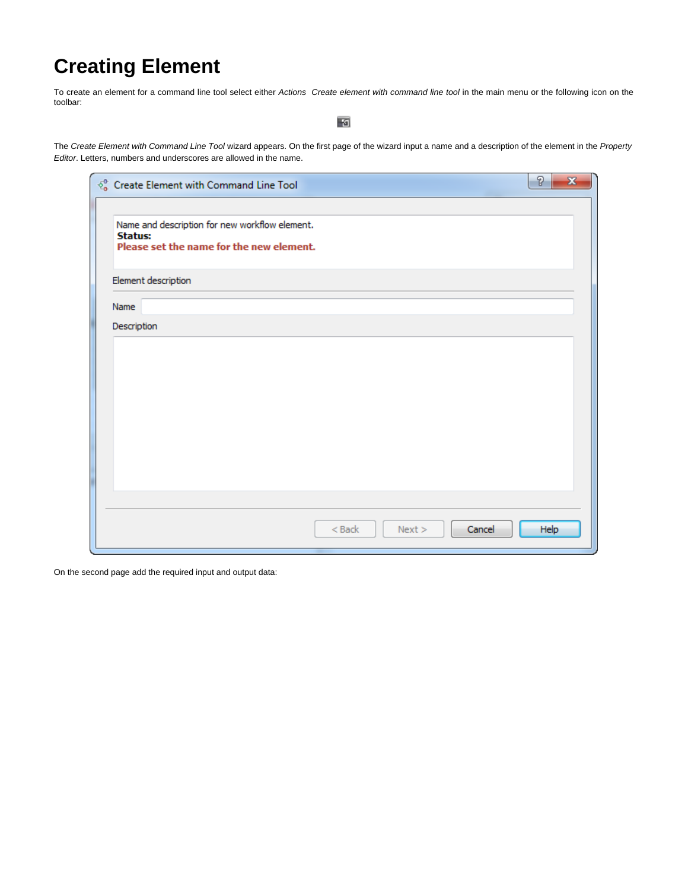# Creating Element

To create an element for a command line tool select either *Actions  Create element with command line tool* in the main menu or the following icon on the toolbar:

The *Create Element with Command Line Tool* wizard appears. On the first page of the wizard input a name and a description of the element in the *Property Editor*. Letters, numbers and underscores are allowed in the name.

On the second page add the required input and output data: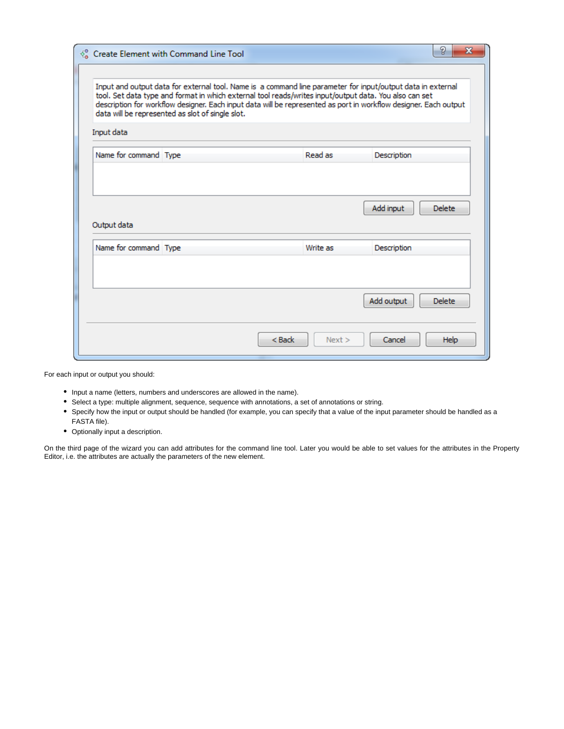For each input or output you should:

- Input a name (letters, numbers and underscores are allowed in the name).
- Select a type: multiple alignment, sequence, sequence with annotations, a set of annotations or string.
- Specify how the input or output should be handled (for example, you can specify that a value of the input parameter should be handled as a FASTA file).
- Optionally input a description.

On the third page of the wizard you can add attributes for the command line tool. Later you would be able to set values for the attributes in the Property Editor, i.e. the attributes are actually the parameters of the new element.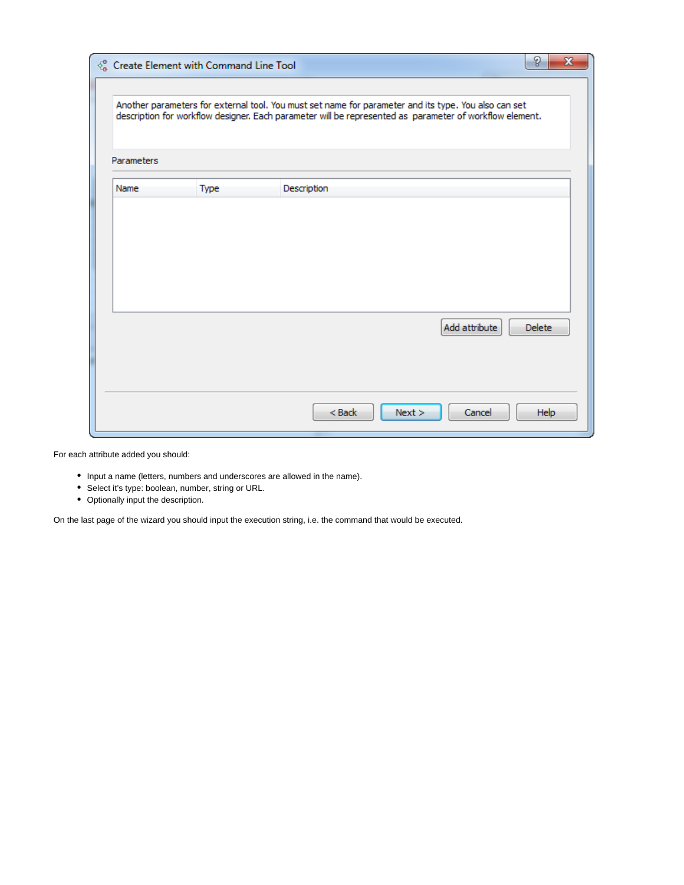For each attribute added you should:

- Input a name (letters, numbers and underscores are allowed in the name).
- Select it's type: boolean, number, string or URL.
- Optionally input the description.

On the last page of the wizard you should input the execution string, i.e. the command that would be executed.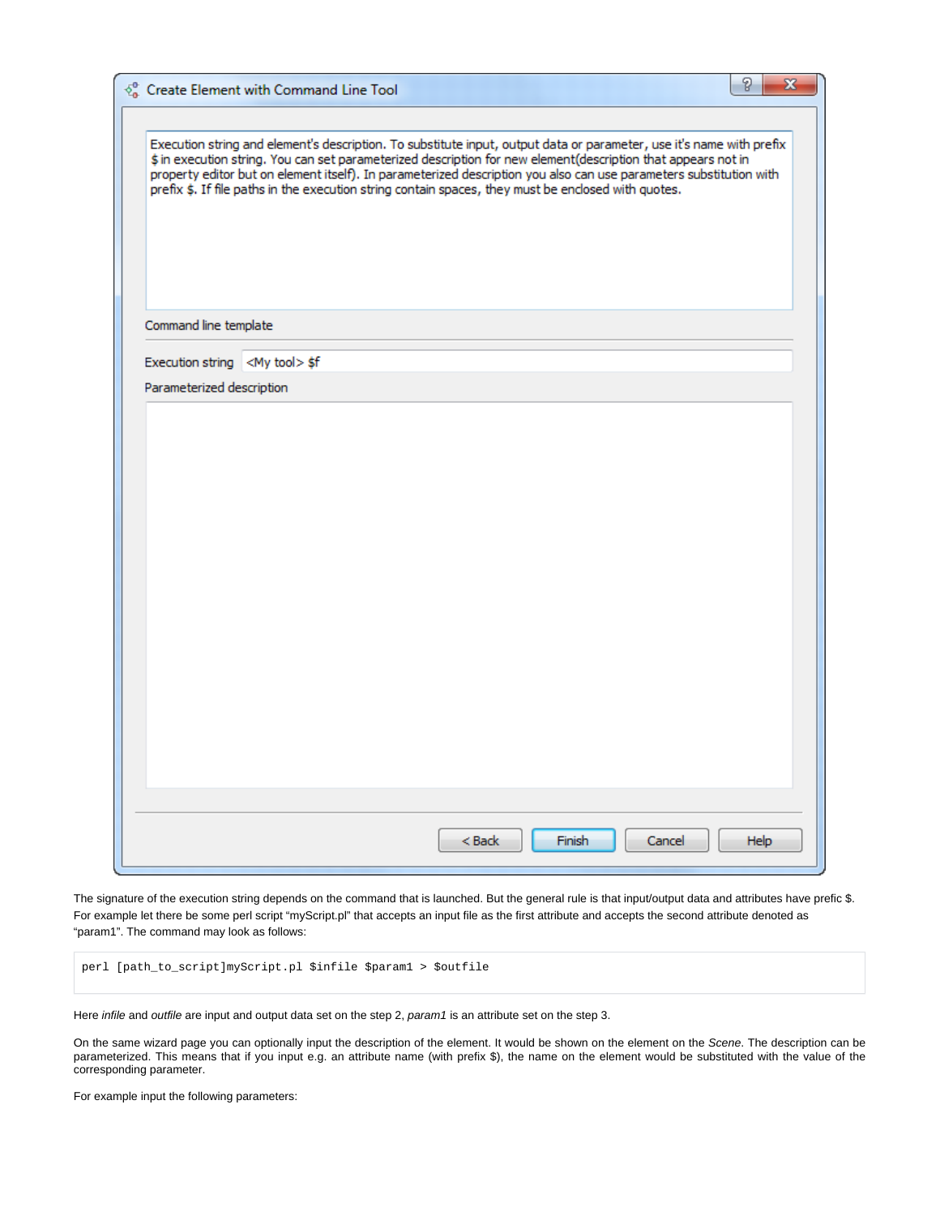The signature of the execution string depends on the command that is launched. But the general rule is that input/output data and attributes have prefic $. For example let there be some perl script "myScript.pl" that accepts an input file as the first attribute and accepts the second attribute denoted as "param1". The command may look as follows:

```
perl [path_to_script]myScript.pl $infile $param1 > $outfile
```

Here *infile* and *outfile* are input and output data set on the step 2, *param1* is an attribute set on the step 3.

On the same wizard page you can optionally input the description of the element. It would be shown on the element on the *Scene*. The description can be parameterized. This means that if you input e.g. an attribute name (with prefix $), the name on the element would be substituted with the value of the corresponding parameter.

For example input the following parameters: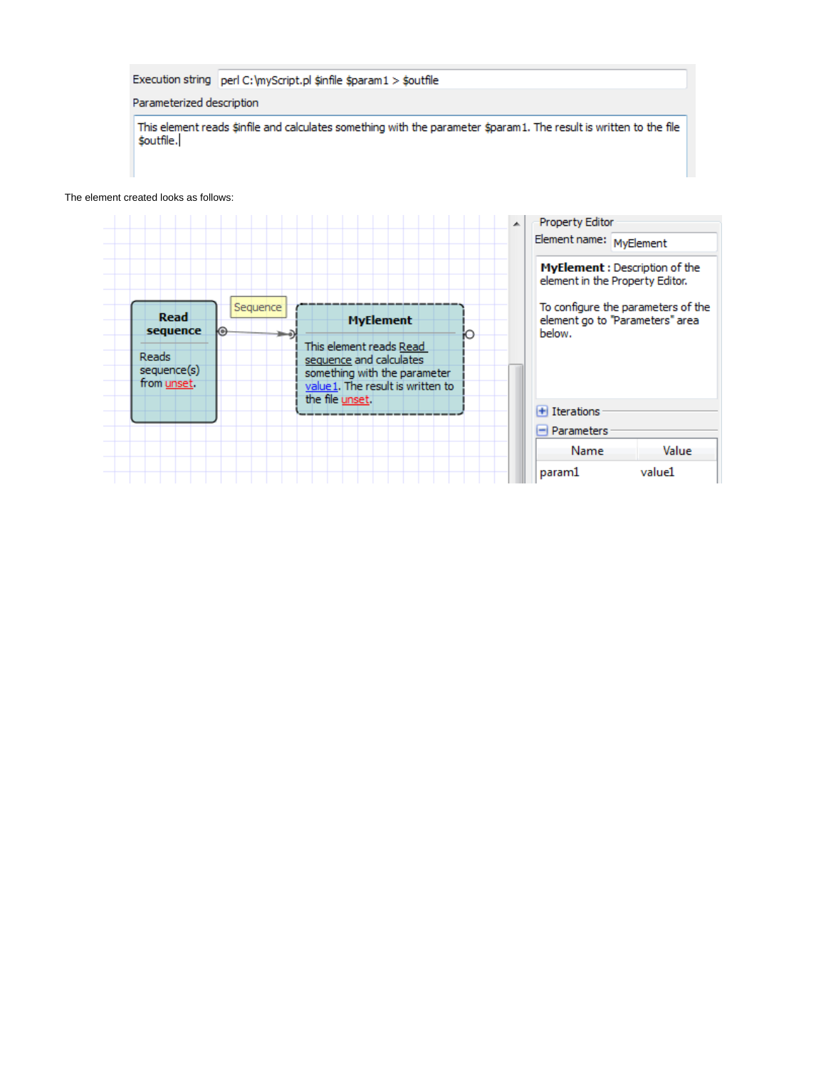Execution string perl C:\myScript.pl $infile $param1 > $outfile

Parameterized description

This element reads $infile and calculates something with the parameter $param1. The result is written to the file $outfile.

The element created looks as follows:

Read sequence

Reads sequence(s) from unset.

Sequence

MyElement

This element reads Read sequence and calculates something with the parameter value1. The result is written to the file unset.

Property Editor

Element name: MyElement

**MyElement** : Description of the element in the Property Editor.

To configure the parameters of the element go to "Parameters" area below.

Iterations

Parameters

| Name | Value |
| --- | --- |
| param1 | value1 |